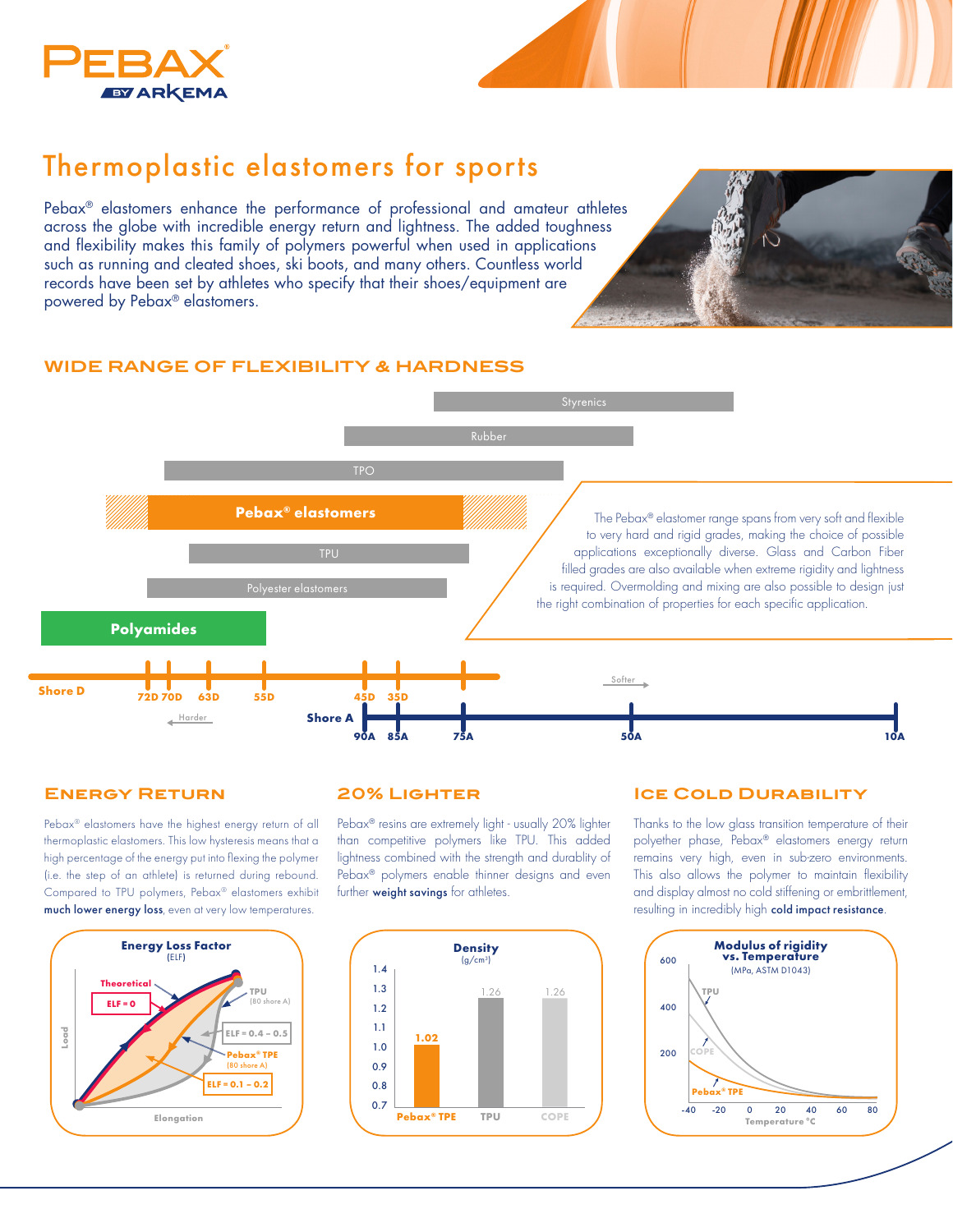# Thermoplastic elastomers for sports

Pebax® elastomers enhance the performance of professional and amateur athletes across the globe with incredible energy return and lightness. The added toughness and flexibility makes this family of polymers powerful when used in applications such as running and cleated shoes, ski boots, and many others. Countless world records have been set by athletes who specify that their shoes/equipment are powered by Pebax® elastomers.

## WIDE RANGE OF FLEXIBILITY & HARDNESS

Styrenics

Rubber

TPO

**Pebax® elastomers**

TPU

Polyester elastomers

**Polyamides**

Shore D: 72D 70D 63D 55D 45D 35D — Harder

Shore A: 90A 85A 75A 50A 10A — Softer

The Pebax® elastomer range spans from very soft and flexible to very hard and rigid grades, making the choice of possible applications exceptionally diverse. Glass and Carbon Fiber filled grades are also available when extreme rigidity and lightness is required. Overmolding and mixing are also possible to design just the right combination of properties for each specific application.

## Energy Return

Pebax® elastomers have the highest energy return of all thermoplastic elastomers. This low hysteresis means that a high percentage of the energy put into flexing the polymer (i.e. the step of an athlete) is returned during rebound. Compared to TPU polymers, Pebax® elastomers exhibit **much lower energy loss**, even at very low temperatures.

**Energy Loss Factor** (ELF)

- Theoretical: ELF = 0
- TPU (80 shore A): ELF = 0.4 – 0.5
- Pebax® TPE (80 shore A): ELF = 0.1 – 0.2

Axes: Load vs. Elongation

## 20% Lighter

Pebax® resins are extremely light - usually 20% lighter than competitive polymers like TPU. This added lightness combined with the strength and durablity of Pebax® polymers enable thinner designs and even further **weight savings** for athletes.

**Density** (g/cm³)

| Material | Density |
|---|---|
| Pebax® TPE | 1.02 |
| TPU | 1.26 |
| COPE | 1.26 |

## Ice Cold Durability

Thanks to the low glass transition temperature of their polyether phase, Pebax® elastomers energy return remains very high, even in sub-zero environments. This also allows the polymer to maintain flexibility and display almost no cold stiffening or embrittlement, resulting in incredibly high **cold impact resistance**.

**Modulus of rigidity vs. Temperature** (MPa, ASTM D1043)

Curves: TPU, COPE, Pebax® TPE; Temperature °C from -40 to 80; Modulus axis 0–600.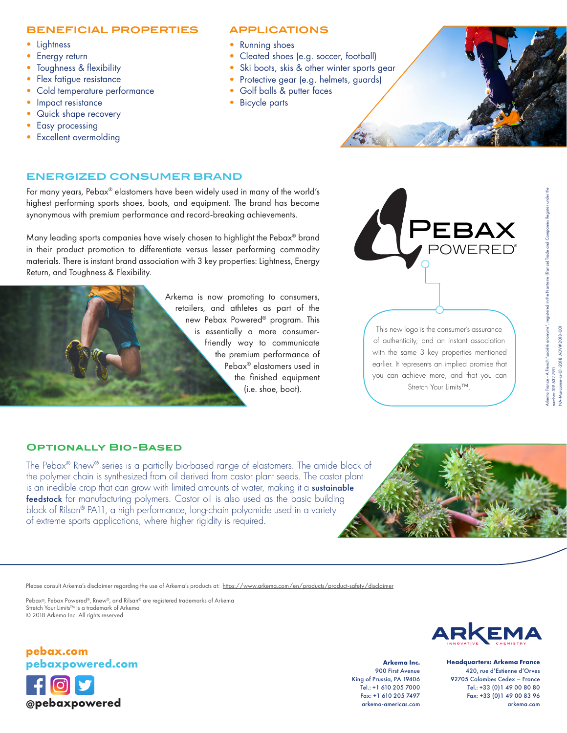## BENEFICIAL PROPERTIES

- Lightness
- Energy return
- Toughness & flexibility
- Flex fatigue resistance
- Cold temperature performance
- Impact resistance
- Quick shape recovery
- Easy processing
- Excellent overmolding

## APPLICATIONS

- Running shoes
- Cleated shoes (e.g. soccer, football)
- Ski boots, skis & other winter sports gear
- Protective gear (e.g. helmets, guards)
- Golf balls & putter faces
- Bicycle parts

## ENERGIZED CONSUMER BRAND

For many years, Pebax® elastomers have been widely used in many of the world's highest performing sports shoes, boots, and equipment. The brand has become synonymous with premium performance and record-breaking achievements.

Many leading sports companies have wisely chosen to highlight the Pebax® brand in their product promotion to differentiate versus lesser performing commodity materials. There is instant brand association with 3 key properties: Lightness, Energy Return, and Toughness & Flexibility.

Arkema is now promoting to consumers, retailers, and athletes as part of the new Pebax Powered® program. This is essentially a more consumer-friendly way to communicate the premium performance of Pebax® elastomers used in the finished equipment (i.e. shoe, boot).

PEBAX POWERED®

This new logo is the consumer's assurance of authenticity, and an instant association with the same 3 key properties mentioned earlier. It represents an implied promise that you can achieve more, and that you can Stretch Your Limits™.

## OPTIONALLY BIO-BASED

The Pebax® Rnew® series is a partially bio-based range of elastomers. The amide block of the polymer chain is synthesized from oil derived from castor plant seeds. The castor plant is an inedible crop that can grow with limited amounts of water, making it a **sustainable feedstock** for manufacturing polymers. Castor oil is also used as the basic building block of Rilsan® PA11, a high performance, long-chain polyamide used in a variety of extreme sports applications, where higher rigidity is required.

Arkema France - A French "société anonyme", registered in the Nanterre (France) Trade and Companies Register under the number 319 632 790
NA-Marcomm-zz-01_2018 ADV# 2018-001

Please consult Arkema's disclaimer regarding the use of Arkema's products at: https://www.arkema.com/en/products/product-safety/disclaimer

Pebax®, Pebax Powered®, Rnew®, and Rilsan® are registered trademarks of Arkema
Stretch Your Limits™ is a trademark of Arkema
© 2018 Arkema Inc. All rights reserved

**pebax.com**
**pebaxpowered.com**

**@pebaxpowered**

ARKEMA
INNOVATIVE CHEMISTRY

**Arkema Inc.**
900 First Avenue
King of Prussia, PA 19406
Tel.: +1 610 205 7000
Fax: +1 610 205 7497
arkema-americas.com

**Headquarters: Arkema France**
420, rue d'Estienne d'Orves
92705 Colombes Cedex – France
Tel.: +33 (0)1 49 00 80 80
Fax: +33 (0)1 49 00 83 96
arkema.com